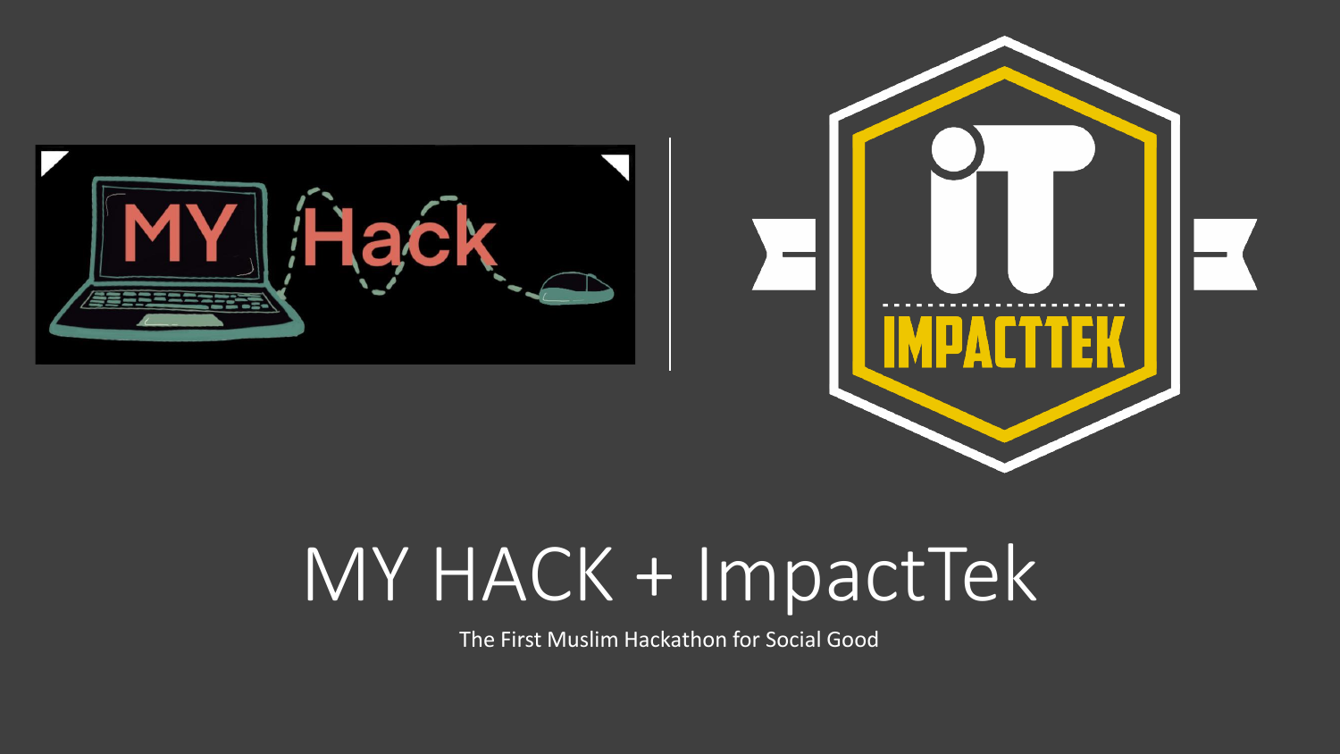# MY HACK + ImpactTek

The First Muslim Hackathon for Social Good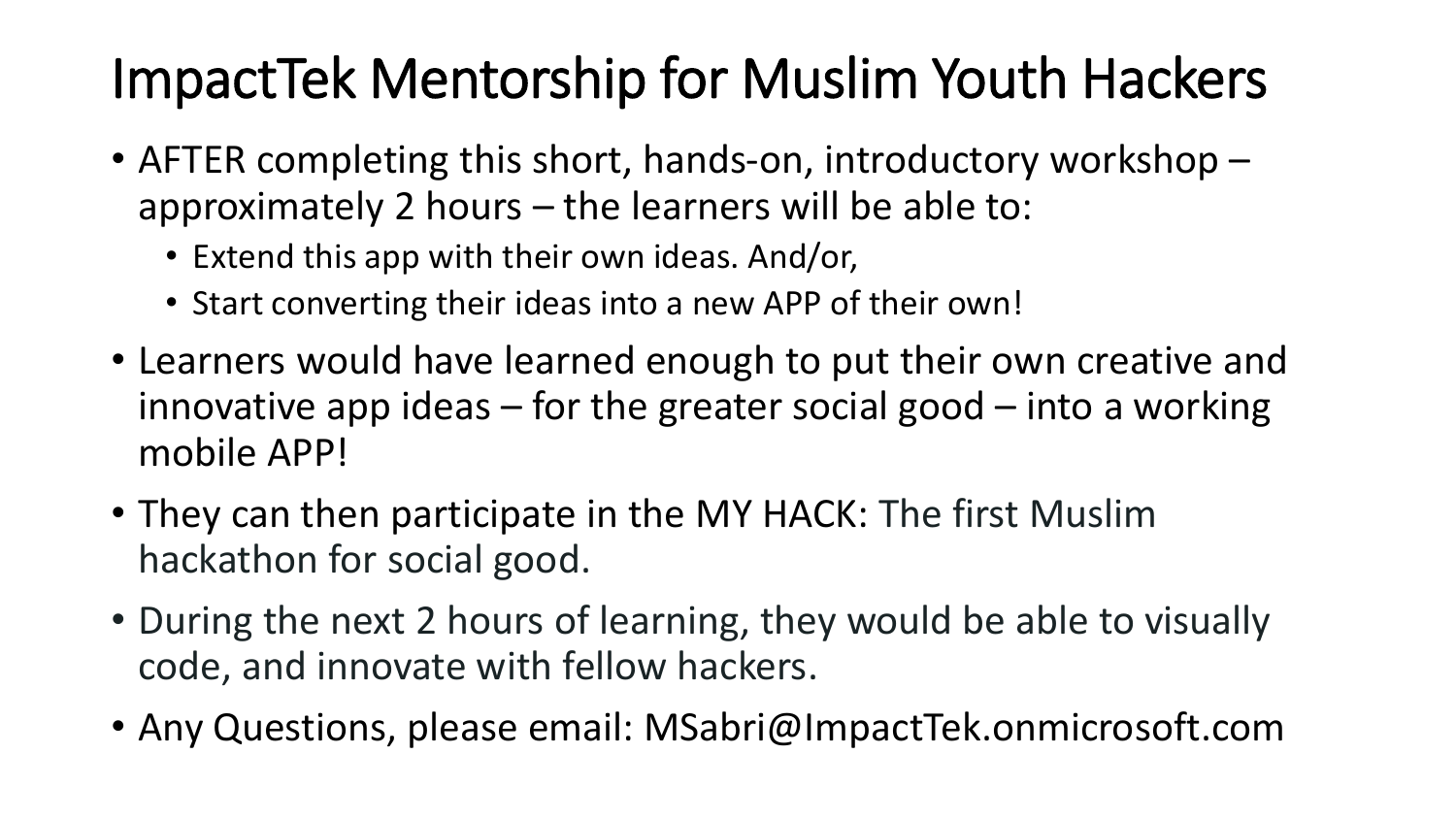# ImpactTek Mentorship for Muslim Youth Hackers

- AFTER completing this short, hands-on, introductory workshop – approximately 2 hours – the learners will be able to:
  - Extend this app with their own ideas. And/or,
  - Start converting their ideas into a new APP of their own!
- Learners would have learned enough to put their own creative and innovative app ideas – for the greater social good – into a working mobile APP!
- They can then participate in the MY HACK: The first Muslim hackathon for social good.
- During the next 2 hours of learning, they would be able to visually code, and innovate with fellow hackers.
- Any Questions, please email: MSabri@ImpactTek.onmicrosoft.com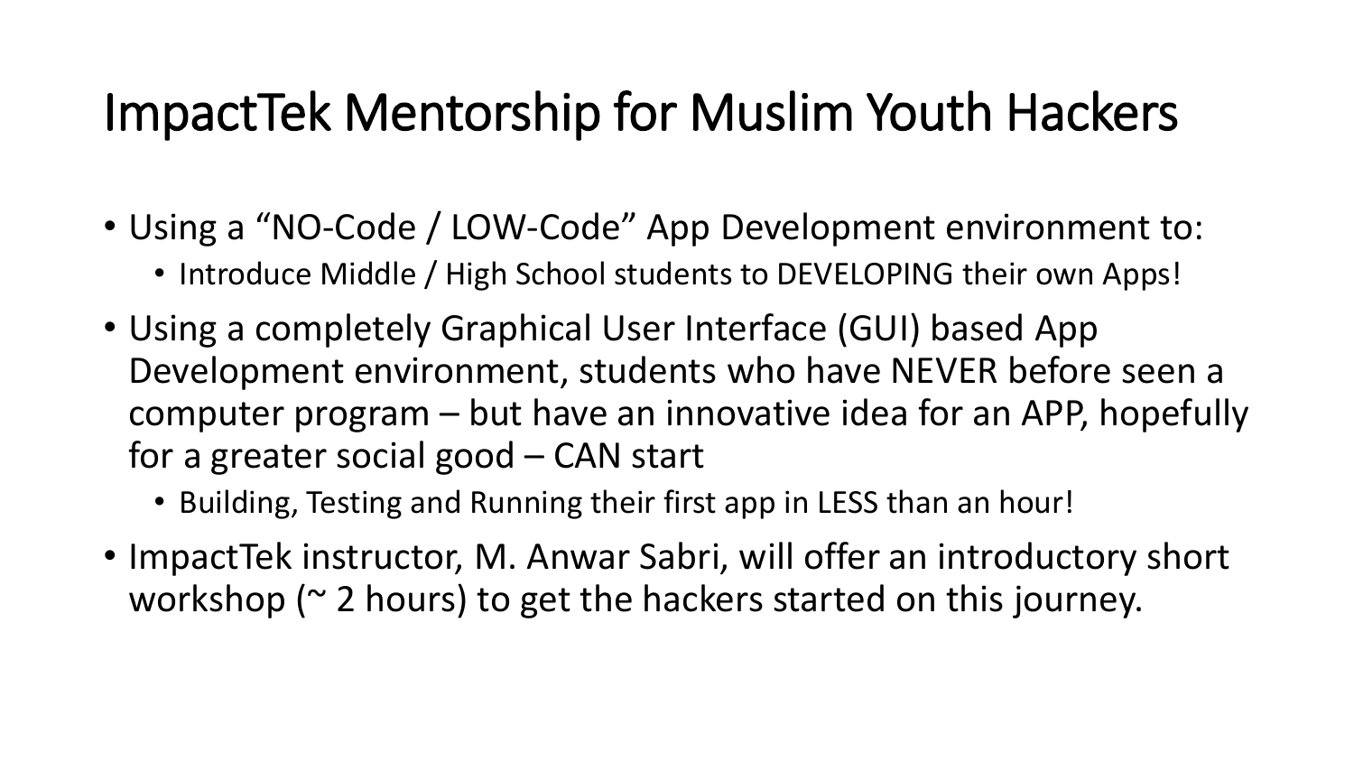# ImpactTek Mentorship for Muslim Youth Hackers

- Using a "NO-Code / LOW-Code" App Development environment to:
  - Introduce Middle / High School students to DEVELOPING their own Apps!
- Using a completely Graphical User Interface (GUI) based App Development environment, students who have NEVER before seen a computer program – but have an innovative idea for an APP, hopefully for a greater social good – CAN start
  - Building, Testing and Running their first app in LESS than an hour!
- ImpactTek instructor, M. Anwar Sabri, will offer an introductory short workshop (~ 2 hours) to get the hackers started on this journey.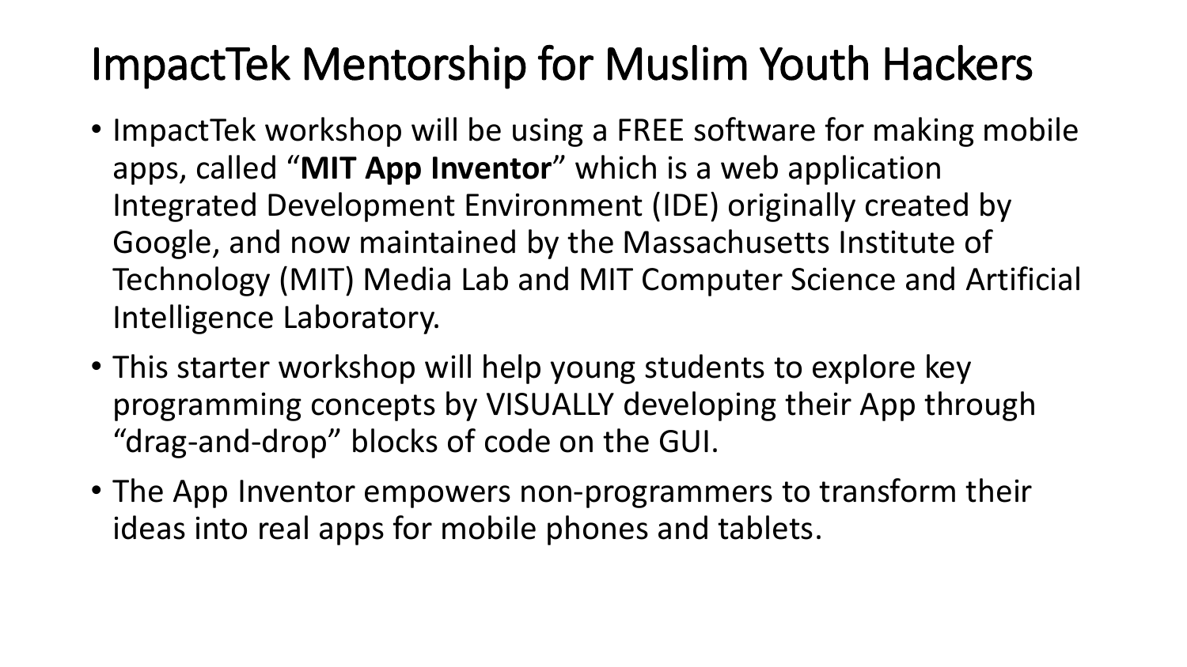# ImpactTek Mentorship for Muslim Youth Hackers

- ImpactTek workshop will be using a FREE software for making mobile apps, called "**MIT App Inventor**" which is a web application Integrated Development Environment (IDE) originally created by Google, and now maintained by the Massachusetts Institute of Technology (MIT) Media Lab and MIT Computer Science and Artificial Intelligence Laboratory.
- This starter workshop will help young students to explore key programming concepts by VISUALLY developing their App through "drag-and-drop" blocks of code on the GUI.
- The App Inventor empowers non-programmers to transform their ideas into real apps for mobile phones and tablets.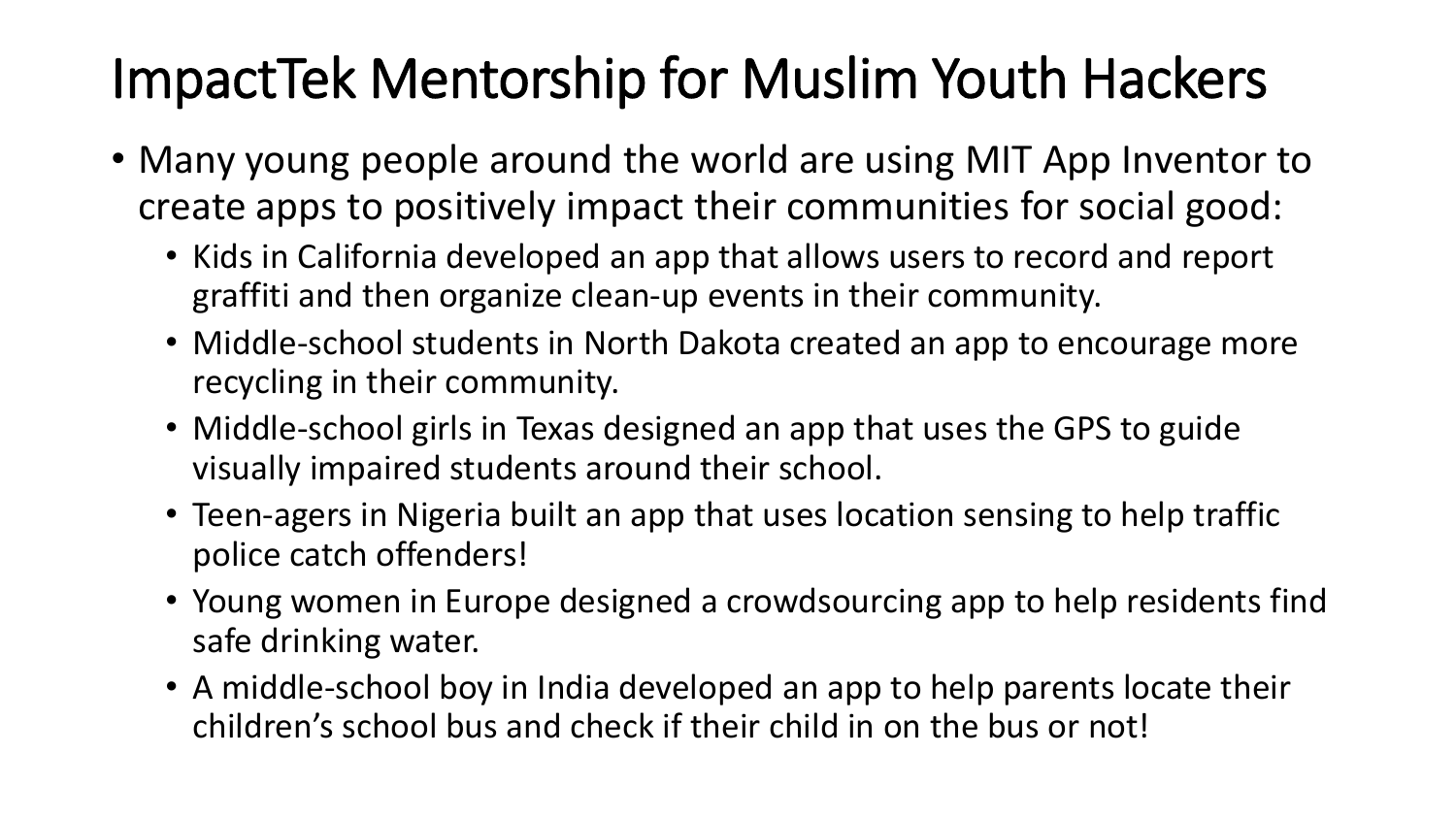# ImpactTek Mentorship for Muslim Youth Hackers

- Many young people around the world are using MIT App Inventor to create apps to positively impact their communities for social good:
  - Kids in California developed an app that allows users to record and report graffiti and then organize clean-up events in their community.
  - Middle-school students in North Dakota created an app to encourage more recycling in their community.
  - Middle-school girls in Texas designed an app that uses the GPS to guide visually impaired students around their school.
  - Teen-agers in Nigeria built an app that uses location sensing to help traffic police catch offenders!
  - Young women in Europe designed a crowdsourcing app to help residents find safe drinking water.
  - A middle-school boy in India developed an app to help parents locate their children's school bus and check if their child in on the bus or not!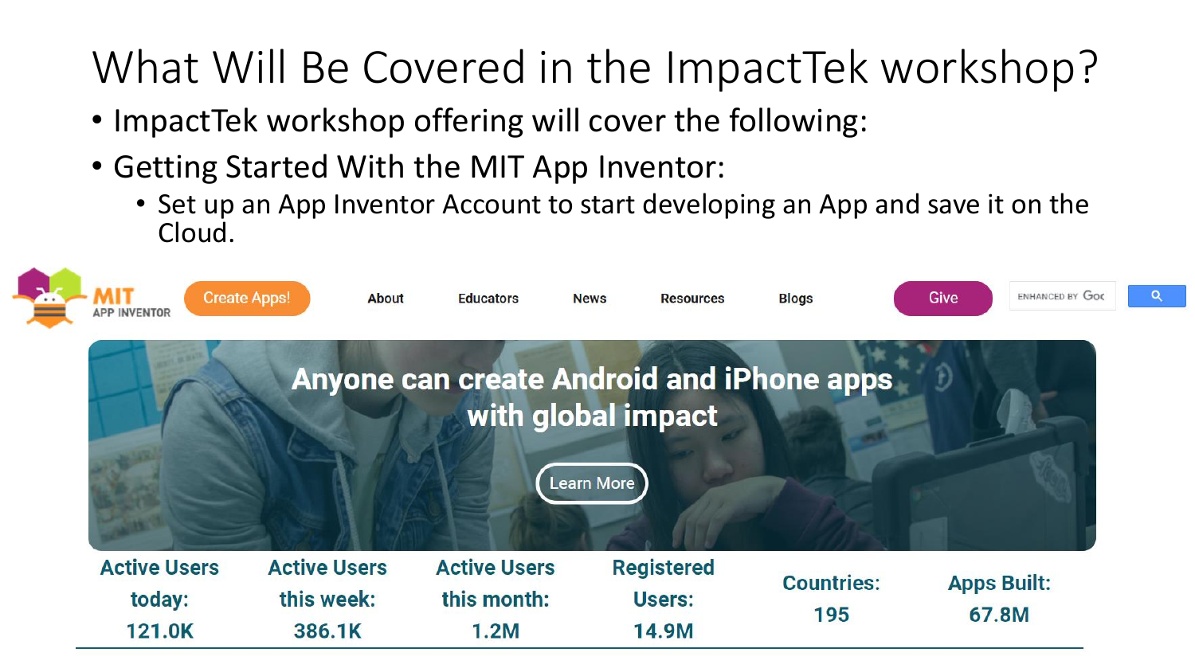# What Will Be Covered in the ImpactTek workshop?

- ImpactTek workshop offering will cover the following:
- Getting Started With the MIT App Inventor:
  - Set up an App Inventor Account to start developing an App and save it on the Cloud.

MIT APP INVENTOR

Create Apps! | About | Educators | News | Resources | Blogs | Give

ENHANCED BY Goo

**Anyone can create Android and iPhone apps with global impact**

Learn More

| Active Users today: | Active Users this week: | Active Users this month: | Registered Users: | Countries: | Apps Built: |
| --- | --- | --- | --- | --- | --- |
| 121.0K | 386.1K | 1.2M | 14.9M | 195 | 67.8M |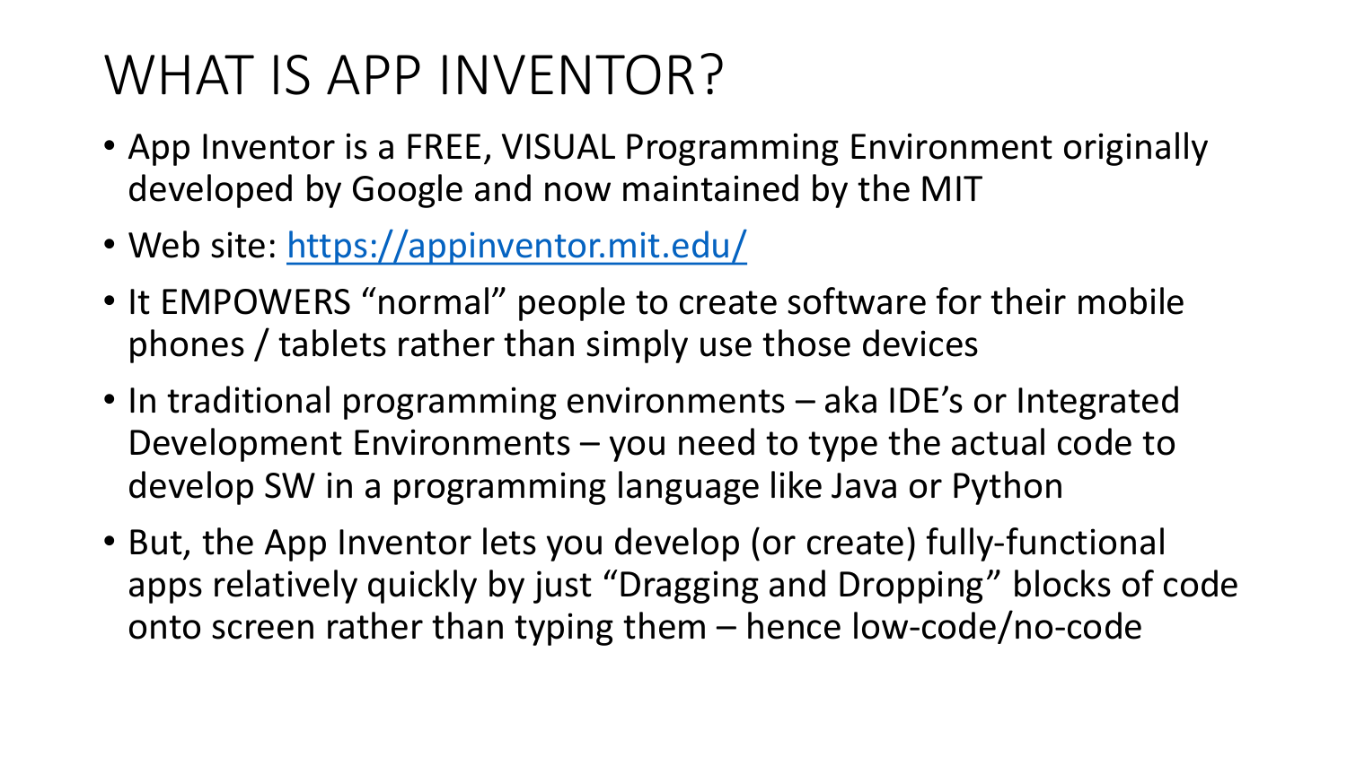# WHAT IS APP INVENTOR?

- App Inventor is a FREE, VISUAL Programming Environment originally developed by Google and now maintained by the MIT
- Web site: [https://appinventor.mit.edu/](https://appinventor.mit.edu/)
- It EMPOWERS "normal" people to create software for their mobile phones / tablets rather than simply use those devices
- In traditional programming environments – aka IDE's or Integrated Development Environments – you need to type the actual code to develop SW in a programming language like Java or Python
- But, the App Inventor lets you develop (or create) fully-functional apps relatively quickly by just "Dragging and Dropping" blocks of code onto screen rather than typing them – hence low-code/no-code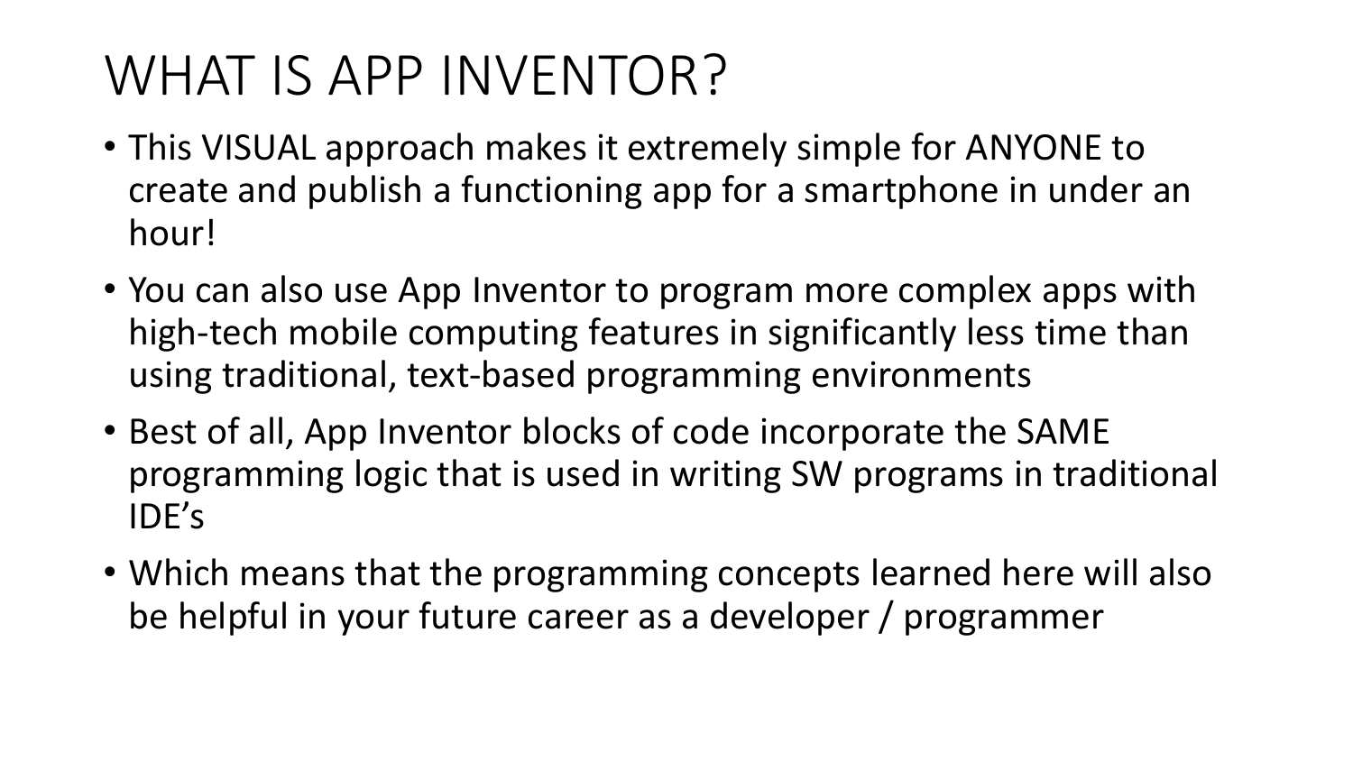# WHAT IS APP INVENTOR?

- This VISUAL approach makes it extremely simple for ANYONE to create and publish a functioning app for a smartphone in under an hour!
- You can also use App Inventor to program more complex apps with high-tech mobile computing features in significantly less time than using traditional, text-based programming environments
- Best of all, App Inventor blocks of code incorporate the SAME programming logic that is used in writing SW programs in traditional IDE's
- Which means that the programming concepts learned here will also be helpful in your future career as a developer / programmer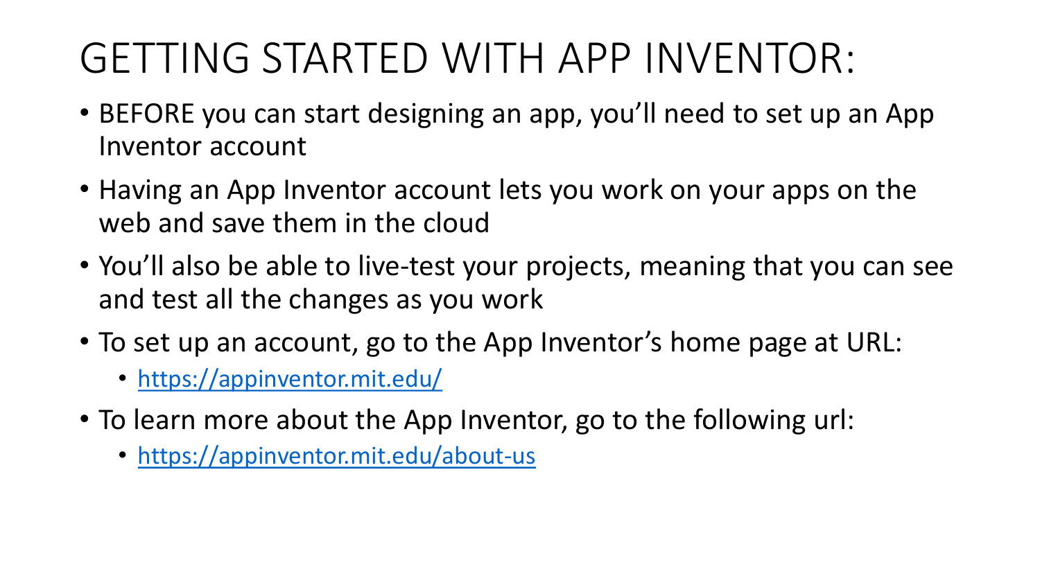# GETTING STARTED WITH APP INVENTOR:

- BEFORE you can start designing an app, you'll need to set up an App Inventor account
- Having an App Inventor account lets you work on your apps on the web and save them in the cloud
- You'll also be able to live-test your projects, meaning that you can see and test all the changes as you work
- To set up an account, go to the App Inventor's home page at URL:
  - [https://appinventor.mit.edu/](https://appinventor.mit.edu/)
- To learn more about the App Inventor, go to the following url:
  - [https://appinventor.mit.edu/about-us](https://appinventor.mit.edu/about-us)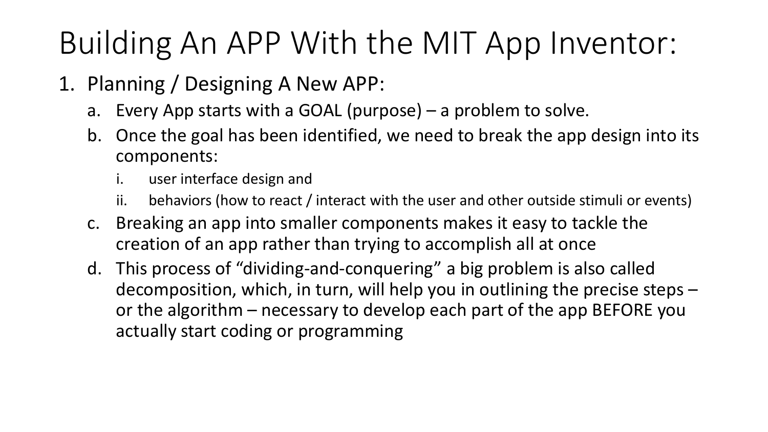# Building An APP With the MIT App Inventor:

1. Planning / Designing A New APP:
   a. Every App starts with a GOAL (purpose) – a problem to solve.
   b. Once the goal has been identified, we need to break the app design into its components:
      i. user interface design and
      ii. behaviors (how to react / interact with the user and other outside stimuli or events)
   c. Breaking an app into smaller components makes it easy to tackle the creation of an app rather than trying to accomplish all at once
   d. This process of “dividing-and-conquering” a big problem is also called decomposition, which, in turn, will help you in outlining the precise steps – or the algorithm – necessary to develop each part of the app BEFORE you actually start coding or programming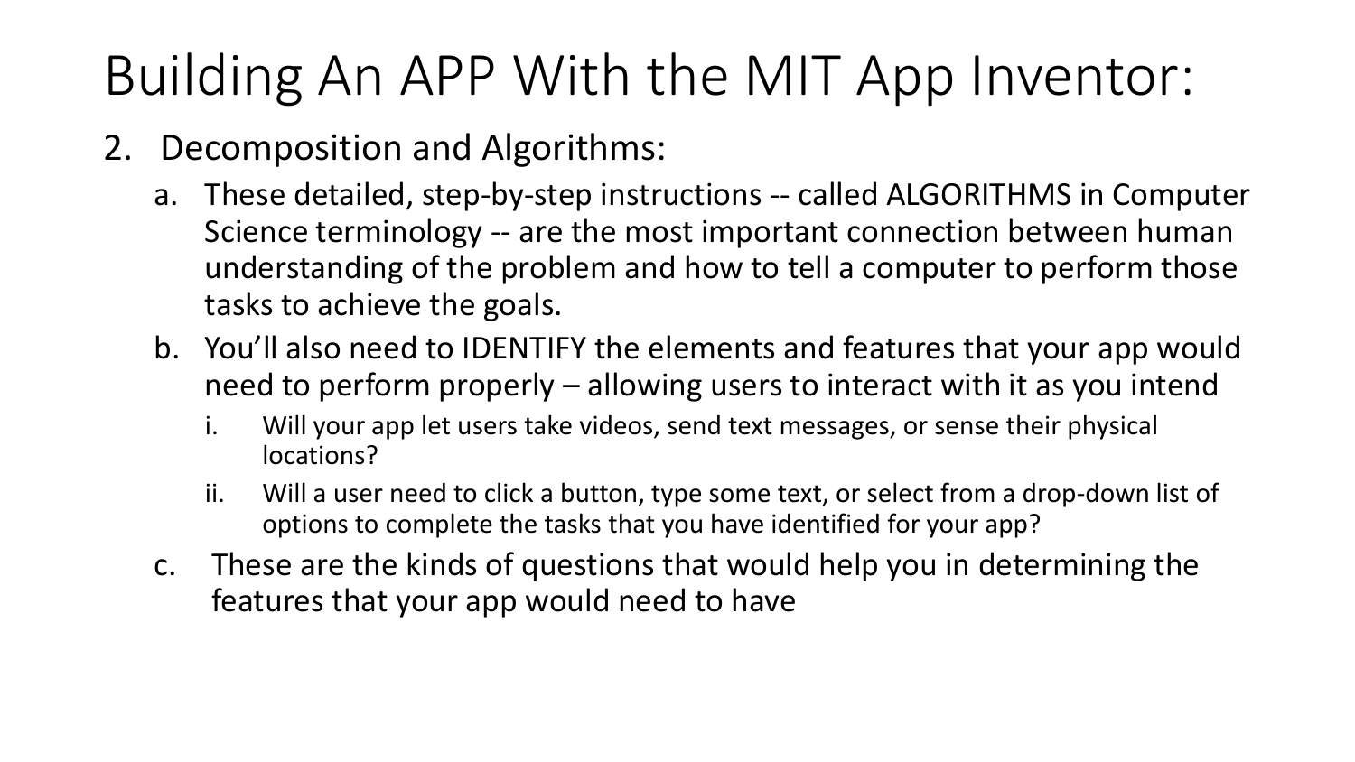# Building An APP With the MIT App Inventor:

2. Decomposition and Algorithms:
   a. These detailed, step-by-step instructions -- called ALGORITHMS in Computer Science terminology -- are the most important connection between human understanding of the problem and how to tell a computer to perform those tasks to achieve the goals.
   b. You'll also need to IDENTIFY the elements and features that your app would need to perform properly – allowing users to interact with it as you intend
      i. Will your app let users take videos, send text messages, or sense their physical locations?
      ii. Will a user need to click a button, type some text, or select from a drop-down list of options to complete the tasks that you have identified for your app?
   c. These are the kinds of questions that would help you in determining the features that your app would need to have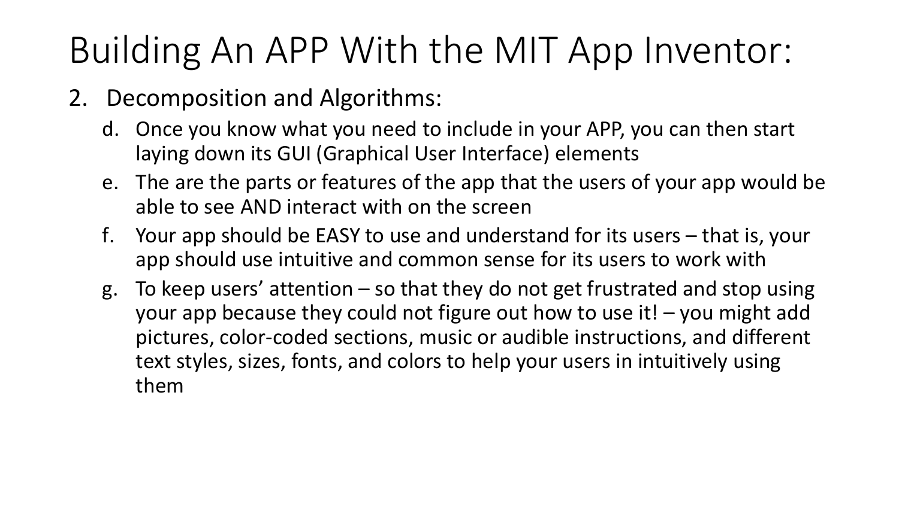# Building An APP With the MIT App Inventor:

2. Decomposition and Algorithms:
    d. Once you know what you need to include in your APP, you can then start laying down its GUI (Graphical User Interface) elements
    e. The are the parts or features of the app that the users of your app would be able to see AND interact with on the screen
    f. Your app should be EASY to use and understand for its users – that is, your app should use intuitive and common sense for its users to work with
    g. To keep users' attention – so that they do not get frustrated and stop using your app because they could not figure out how to use it! – you might add pictures, color-coded sections, music or audible instructions, and different text styles, sizes, fonts, and colors to help your users in intuitively using them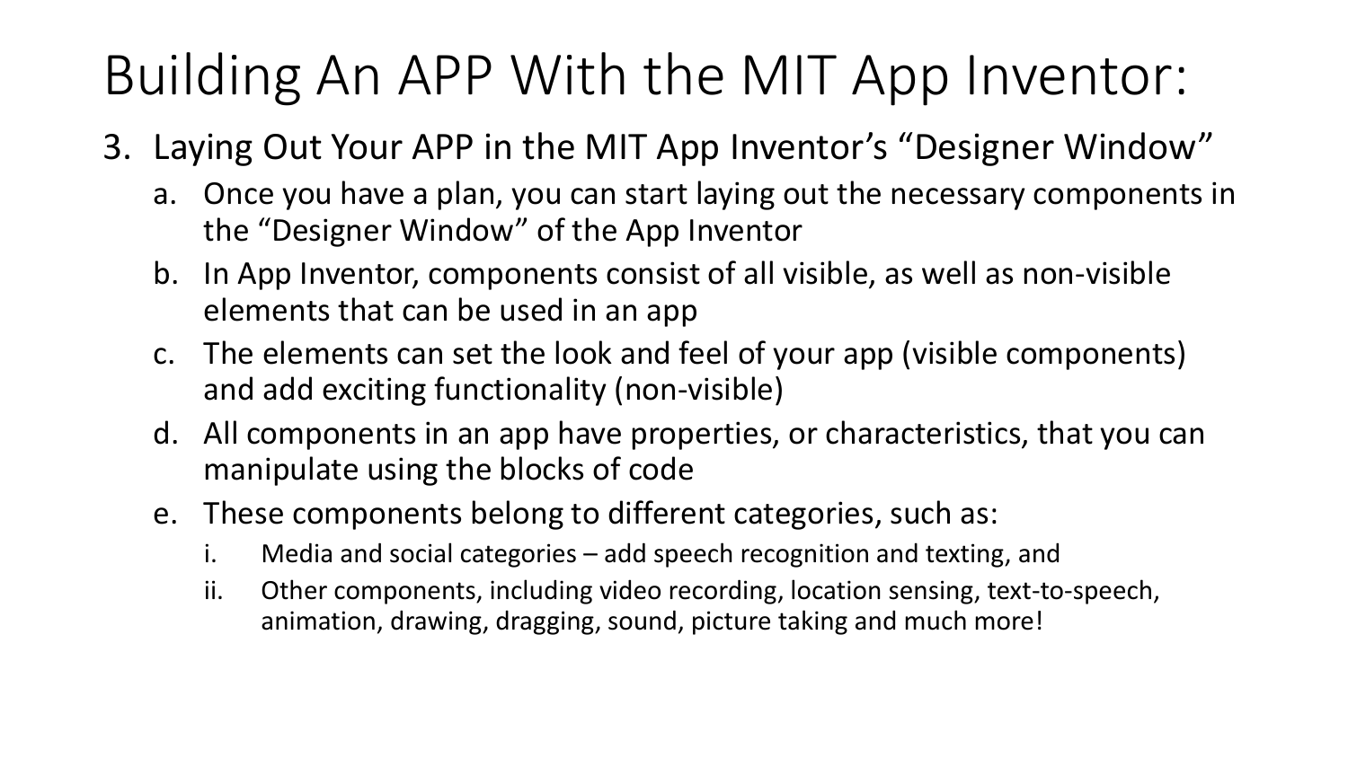# Building An APP With the MIT App Inventor:

3. Laying Out Your APP in the MIT App Inventor's "Designer Window"
   a. Once you have a plan, you can start laying out the necessary components in the "Designer Window" of the App Inventor
   b. In App Inventor, components consist of all visible, as well as non-visible elements that can be used in an app
   c. The elements can set the look and feel of your app (visible components) and add exciting functionality (non-visible)
   d. All components in an app have properties, or characteristics, that you can manipulate using the blocks of code
   e. These components belong to different categories, such as:
      i. Media and social categories – add speech recognition and texting, and
      ii. Other components, including video recording, location sensing, text-to-speech, animation, drawing, dragging, sound, picture taking and much more!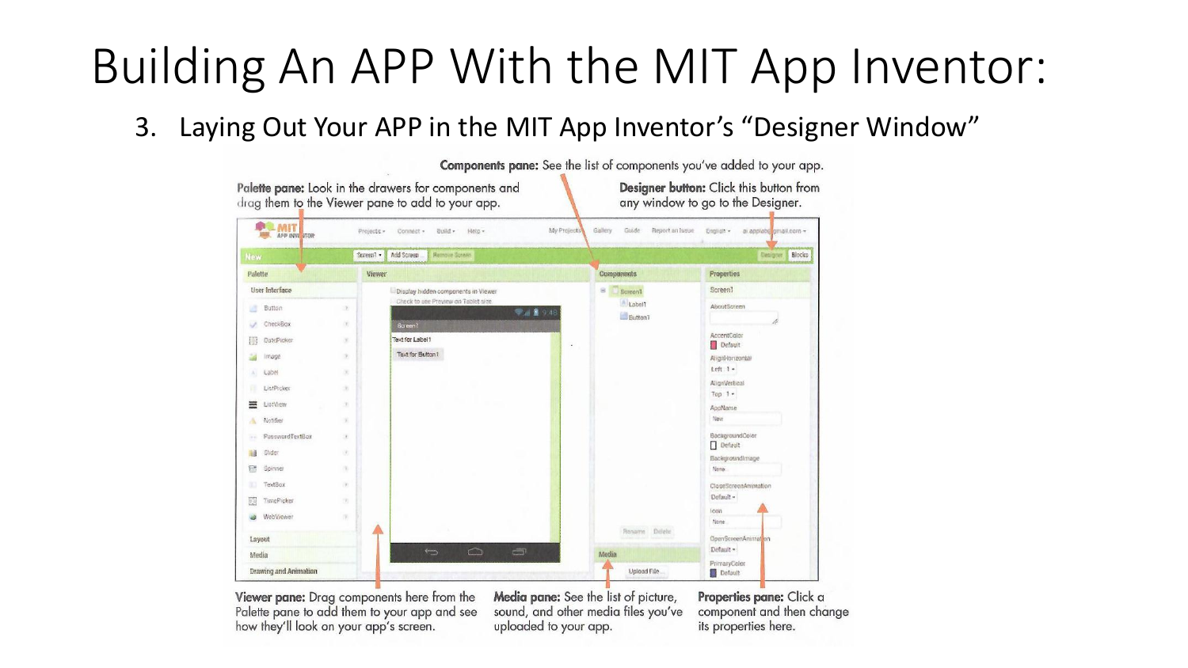# Building An APP With the MIT App Inventor:

## 3. Laying Out Your APP in the MIT App Inventor's "Designer Window"

**Components pane:** See the list of components you've added to your app.

**Palette pane:** Look in the drawers for components and drag them to the Viewer pane to add to your app.

**Designer button:** Click this button from any window to go to the Designer.

**Viewer pane:** Drag components here from the Palette pane to add them to your app and see how they'll look on your app's screen.

**Media pane:** See the list of picture, sound, and other media files you've uploaded to your app.

**Properties pane:** Click a component and then change its properties here.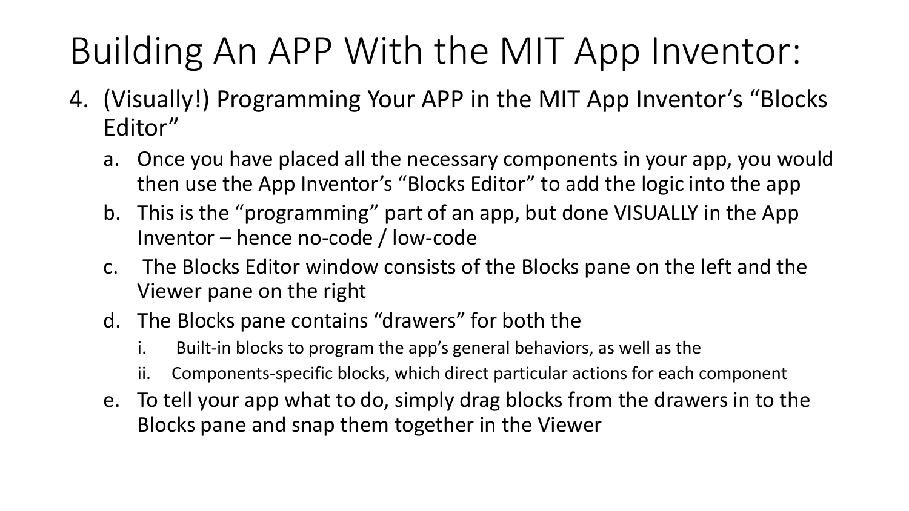# Building An APP With the MIT App Inventor:

4. (Visually!) Programming Your APP in the MIT App Inventor's "Blocks Editor"
   a. Once you have placed all the necessary components in your app, you would then use the App Inventor's "Blocks Editor" to add the logic into the app
   b. This is the "programming" part of an app, but done VISUALLY in the App Inventor – hence no-code / low-code
   c. The Blocks Editor window consists of the Blocks pane on the left and the Viewer pane on the right
   d. The Blocks pane contains "drawers" for both the
      i. Built-in blocks to program the app's general behaviors, as well as the
      ii. Components-specific blocks, which direct particular actions for each component
   e. To tell your app what to do, simply drag blocks from the drawers in to the Blocks pane and snap them together in the Viewer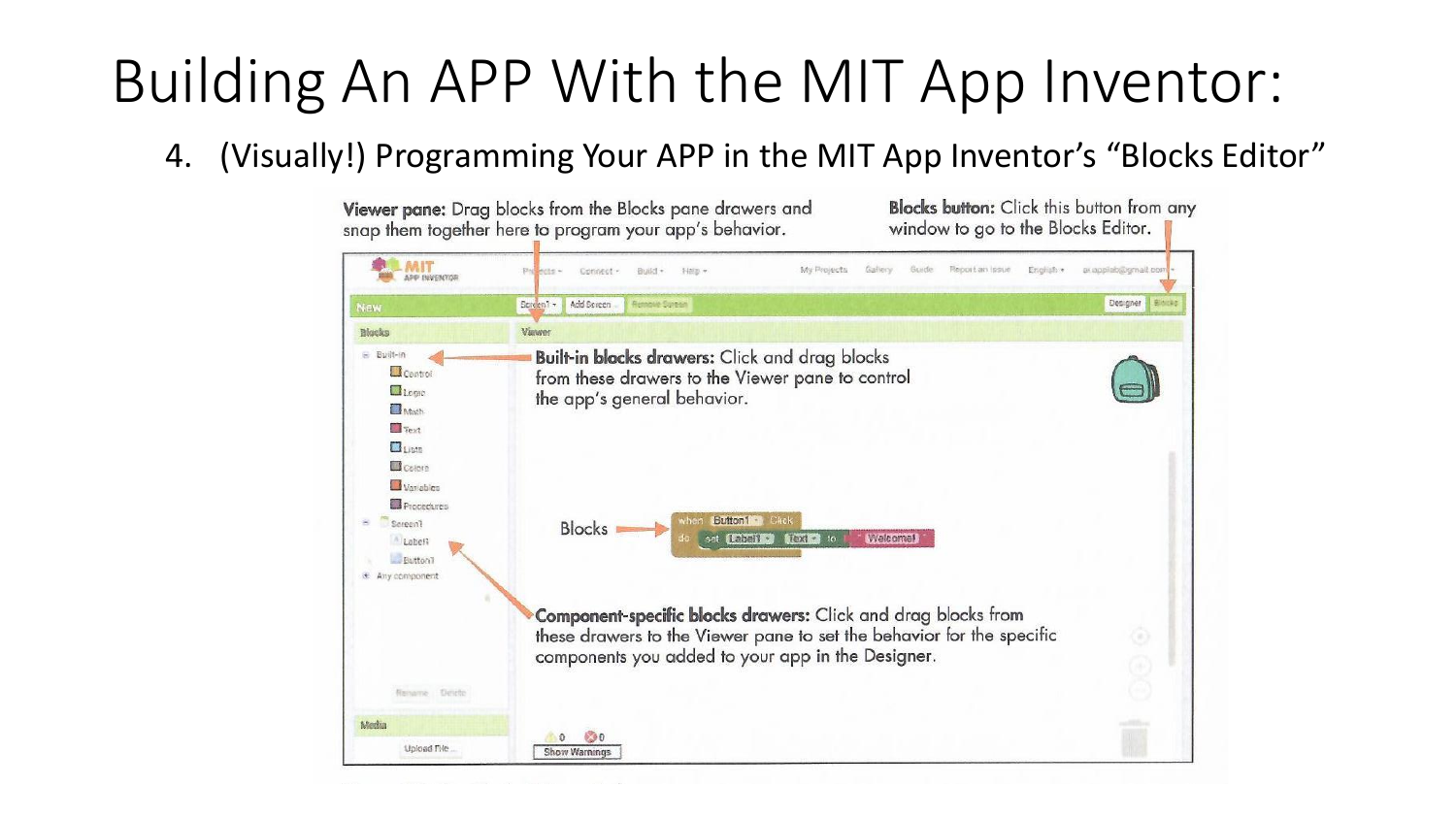# Building An APP With the MIT App Inventor:

4. (Visually!) Programming Your APP in the MIT App Inventor's "Blocks Editor"

**Viewer pane:** Drag blocks from the Blocks pane drawers and snap them together here to program your app's behavior.

**Blocks button:** Click this button from any window to go to the Blocks Editor.

**Built-in blocks drawers:** Click and drag blocks from these drawers to the Viewer pane to control the app's general behavior.

Blocks

**Component-specific blocks drawers:** Click and drag blocks from these drawers to the Viewer pane to set the behavior for the specific components you added to your app in the Designer.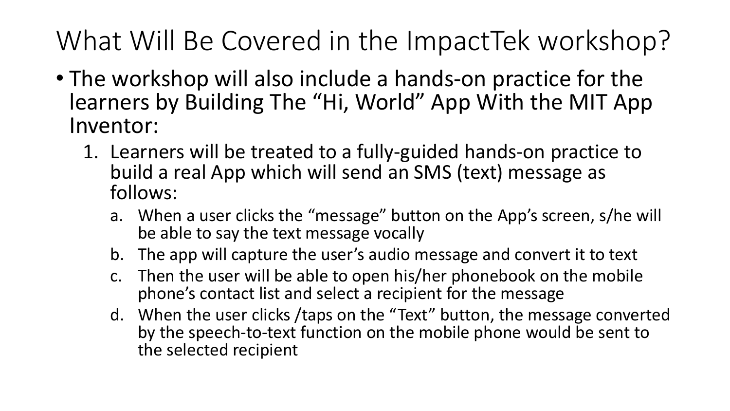# What Will Be Covered in the ImpactTek workshop?

- The workshop will also include a hands-on practice for the learners by Building The “Hi, World” App With the MIT App Inventor:
  1. Learners will be treated to a fully-guided hands-on practice to build a real App which will send an SMS (text) message as follows:
     a. When a user clicks the “message” button on the App’s screen, s/he will be able to say the text message vocally
     b. The app will capture the user’s audio message and convert it to text
     c. Then the user will be able to open his/her phonebook on the mobile phone’s contact list and select a recipient for the message
     d. When the user clicks /taps on the “Text” button, the message converted by the speech-to-text function on the mobile phone would be sent to the selected recipient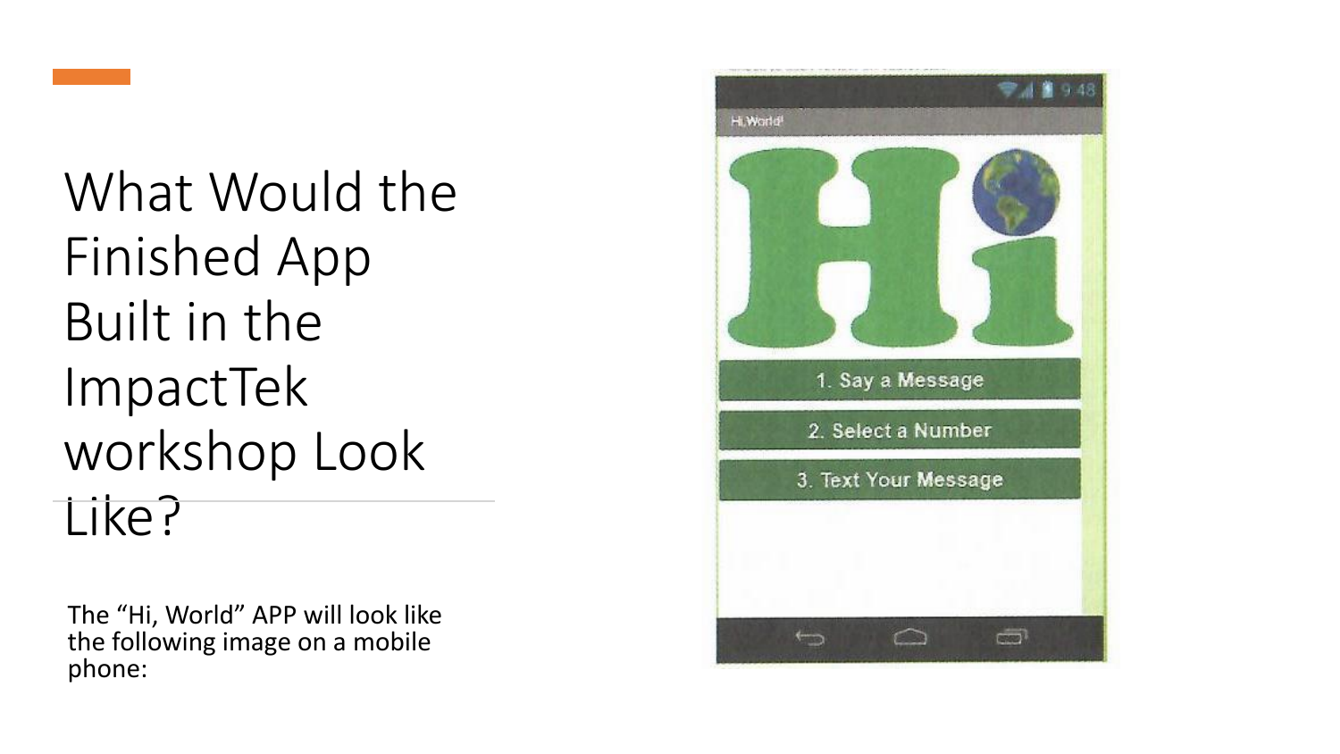# What Would the Finished App Built in the ImpactTek workshop Look Like?

The “Hi, World” APP will look like the following image on a mobile phone: